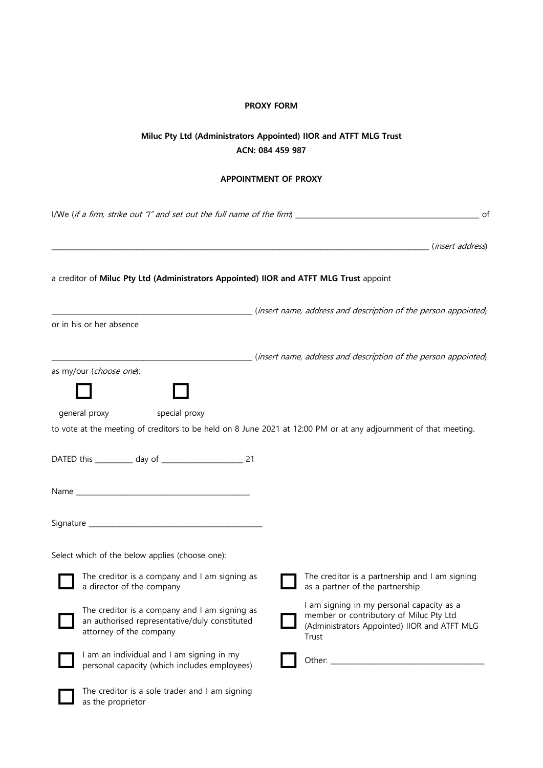**PROXY FORM**

**Miluc Pty Ltd (Administrators Appointed) IIOR and ATFT MLG Trust**
**ACN: 084 459 987**

**APPOINTMENT OF PROXY**

I/We (*if a firm, strike out "I" and set out the full name of the firm*) ______________________________________________ of

________________________________________________________________________________________________ (*insert address*)

a creditor of **Miluc Pty Ltd (Administrators Appointed) IIOR and ATFT MLG Trust** appoint

___________________________________________________ (*insert name, address and description of the person appointed*)

or in his or her absence

___________________________________________________ (*insert name, address and description of the person appointed*)

as my/our (*choose one*):

☐ general proxy ☐ special proxy

to vote at the meeting of creditors to be held on 8 June 2021 at 12:00 PM or at any adjournment of that meeting.

DATED this _________ day of ____________________ 21

Name ____________________________________________

Signature ____________________________________________

Select which of the below applies (choose one):

☐ The creditor is a company and I am signing as a director of the company

☐ The creditor is a company and I am signing as an authorised representative/duly constituted attorney of the company

☐ I am an individual and I am signing in my personal capacity (which includes employees)

☐ The creditor is a sole trader and I am signing as the proprietor

☐ The creditor is a partnership and I am signing as a partner of the partnership

☐ I am signing in my personal capacity as a member or contributory of Miluc Pty Ltd (Administrators Appointed) IIOR and ATFT MLG Trust

☐ Other: ______________________________________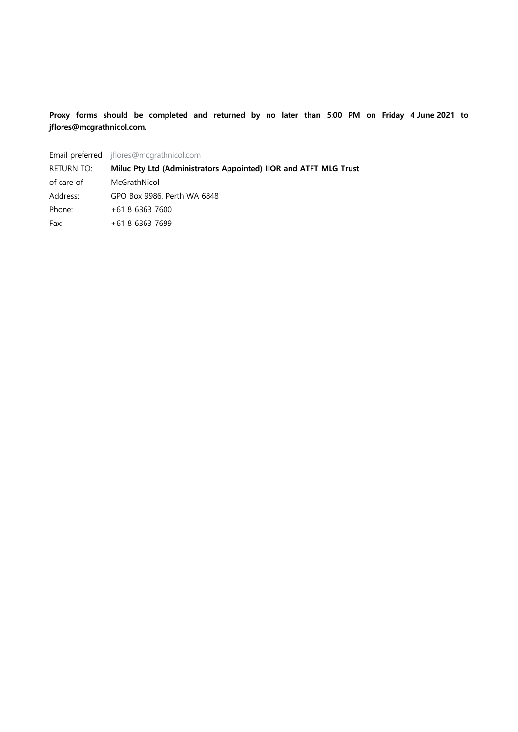**Proxy forms should be completed and returned by no later than 5:00 PM on Friday 4 June 2021 to jflores@mcgrathnicol.com.**

| | |
|---|---|
| Email preferred | jflores@mcgrathnicol.com |
| RETURN TO: | **Miluc Pty Ltd (Administrators Appointed) IIOR and ATFT MLG Trust** |
| of care of | McGrathNicol |
| Address: | GPO Box 9986, Perth WA 6848 |
| Phone: | +61 8 6363 7600 |
| Fax: | +61 8 6363 7699 |